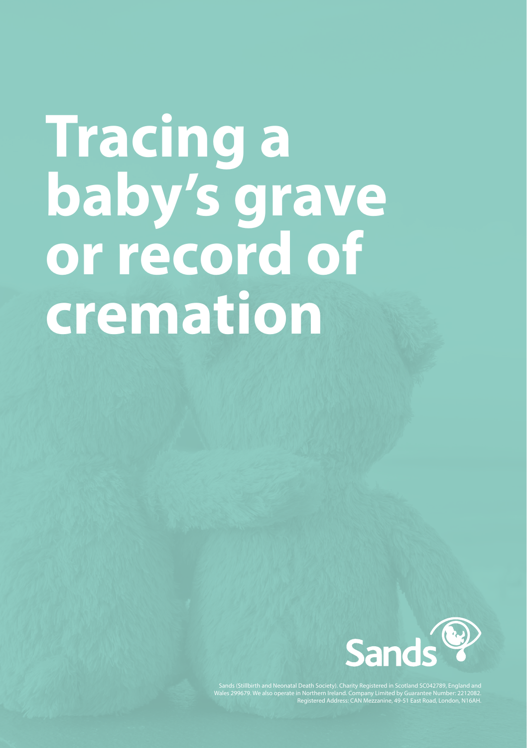# Tracing a baby's grave or record of cremation

Sands

Sands (Stillbirth and Neonatal Death Society). Charity Registered in Scotland SC042789, England and Wales 299679. We also operate in Northern Ireland. Company Limited by Guarantee Number: 2212082. Registered Address: CAN Mezzanine, 49-51 East Road, London, N16AH.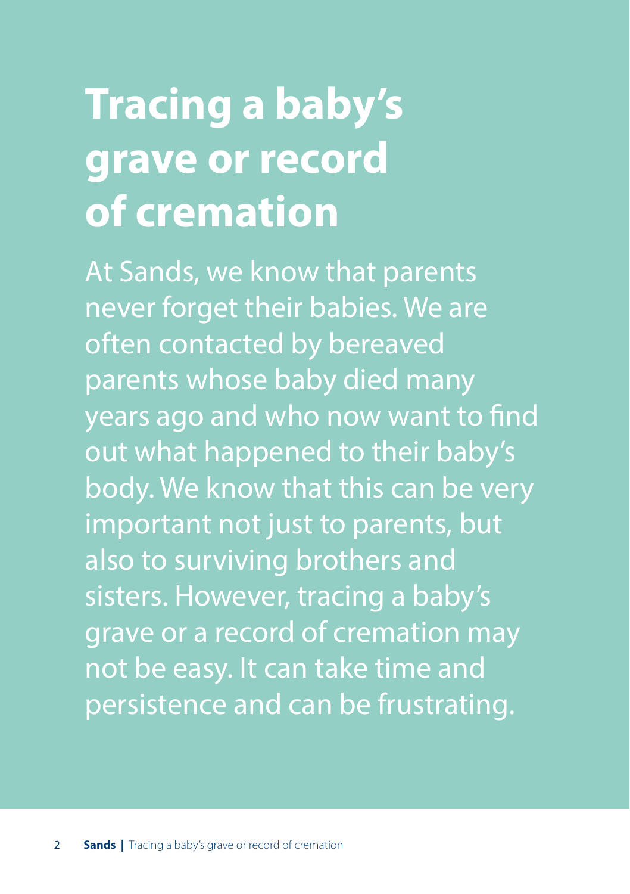# Tracing a baby's grave or record of cremation

At Sands, we know that parents never forget their babies. We are often contacted by bereaved parents whose baby died many years ago and who now want to find out what happened to their baby's body. We know that this can be very important not just to parents, but also to surviving brothers and sisters. However, tracing a baby's grave or a record of cremation may not be easy. It can take time and persistence and can be frustrating.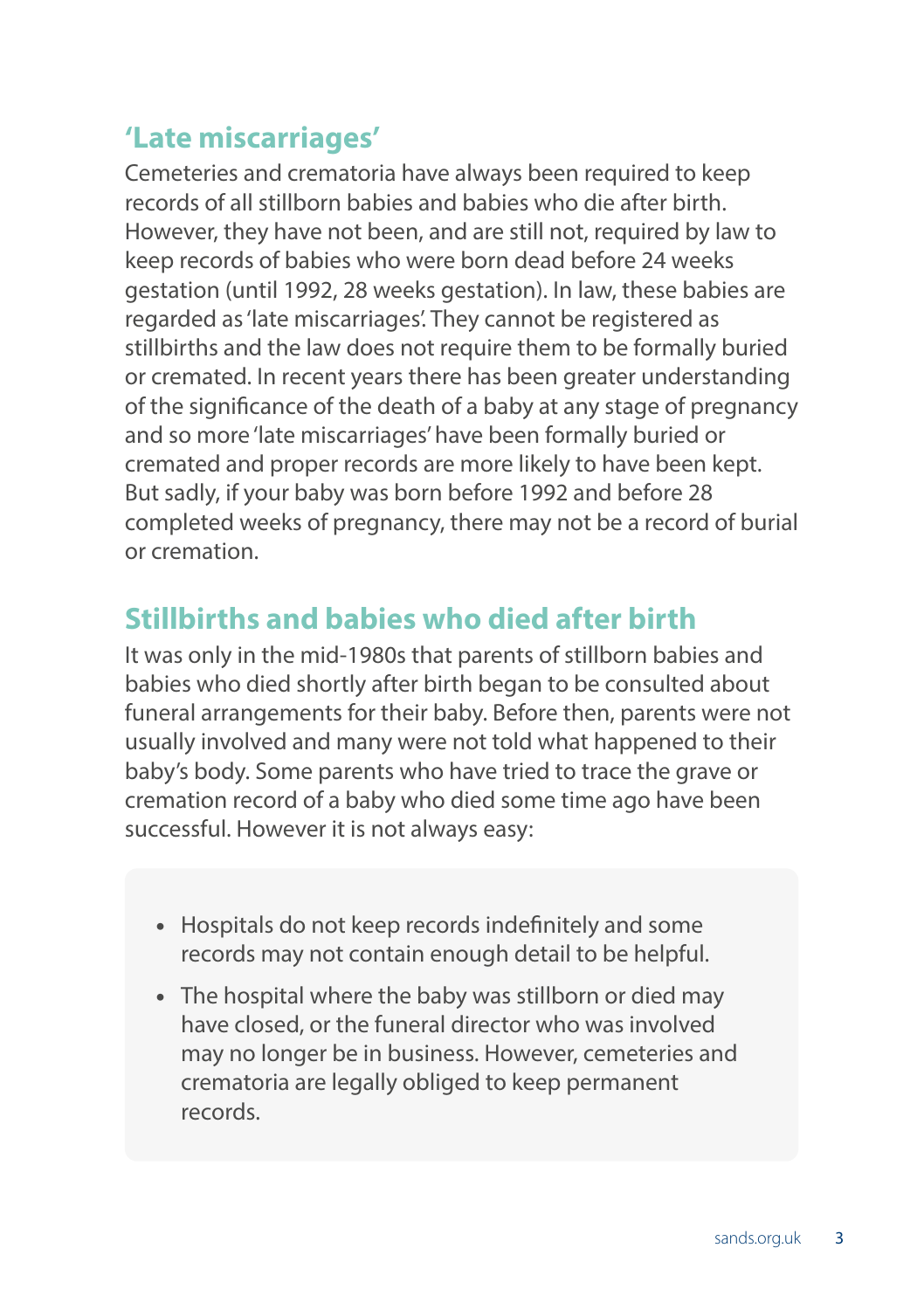## 'Late miscarriages'

Cemeteries and crematoria have always been required to keep records of all stillborn babies and babies who die after birth. However, they have not been, and are still not, required by law to keep records of babies who were born dead before 24 weeks gestation (until 1992, 28 weeks gestation). In law, these babies are regarded as 'late miscarriages'. They cannot be registered as stillbirths and the law does not require them to be formally buried or cremated. In recent years there has been greater understanding of the significance of the death of a baby at any stage of pregnancy and so more 'late miscarriages' have been formally buried or cremated and proper records are more likely to have been kept. But sadly, if your baby was born before 1992 and before 28 completed weeks of pregnancy, there may not be a record of burial or cremation.

## Stillbirths and babies who died after birth

It was only in the mid-1980s that parents of stillborn babies and babies who died shortly after birth began to be consulted about funeral arrangements for their baby. Before then, parents were not usually involved and many were not told what happened to their baby's body. Some parents who have tried to trace the grave or cremation record of a baby who died some time ago have been successful. However it is not always easy:

- Hospitals do not keep records indefinitely and some records may not contain enough detail to be helpful.
- The hospital where the baby was stillborn or died may have closed, or the funeral director who was involved may no longer be in business. However, cemeteries and crematoria are legally obliged to keep permanent records.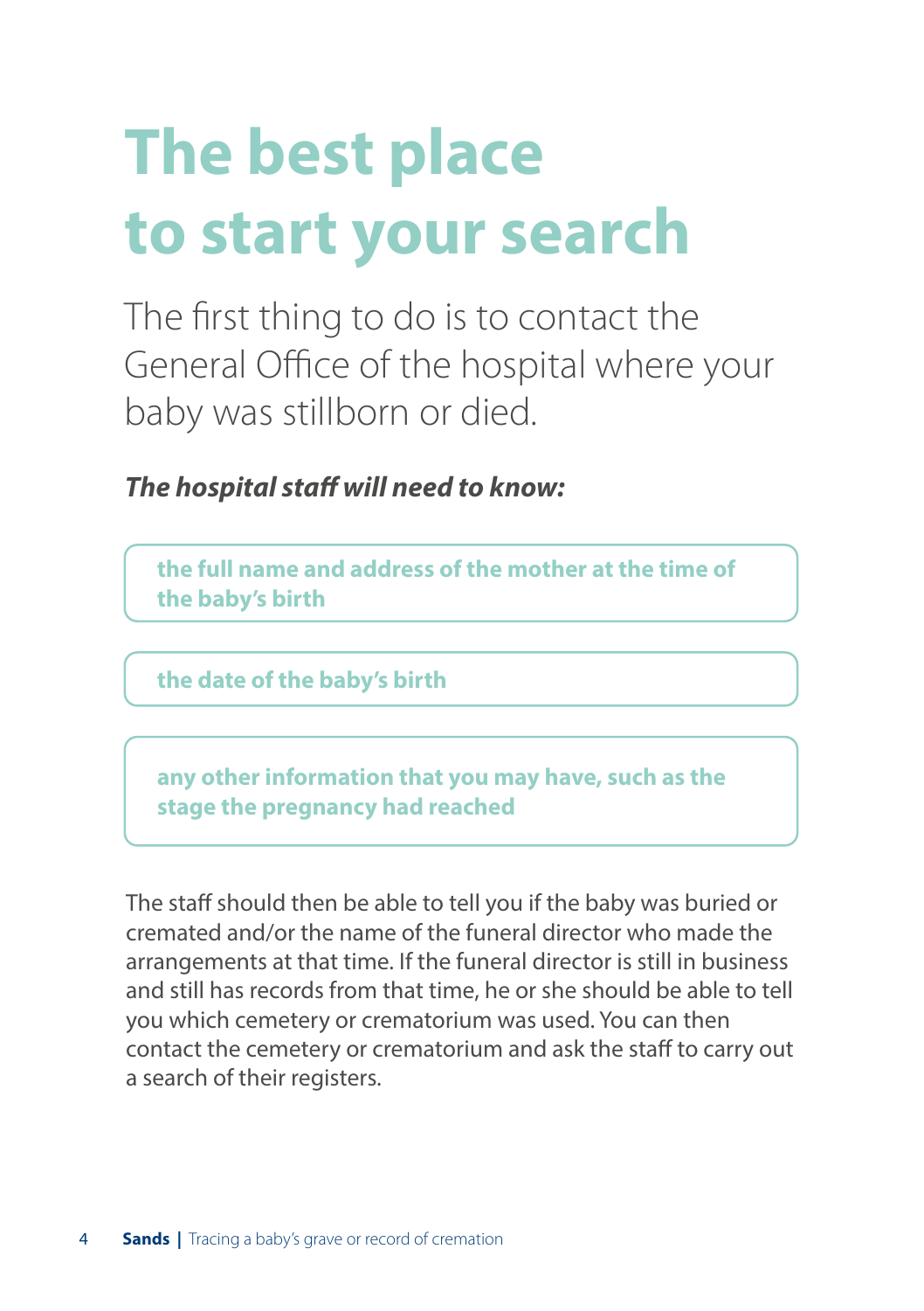# The best place to start your search

The first thing to do is to contact the General Office of the hospital where your baby was stillborn or died.

***The hospital staff will need to know:***

- **the full name and address of the mother at the time of the baby's birth**
- **the date of the baby's birth**
- **any other information that you may have, such as the stage the pregnancy had reached**

The staff should then be able to tell you if the baby was buried or cremated and/or the name of the funeral director who made the arrangements at that time. If the funeral director is still in business and still has records from that time, he or she should be able to tell you which cemetery or crematorium was used. You can then contact the cemetery or crematorium and ask the staff to carry out a search of their registers.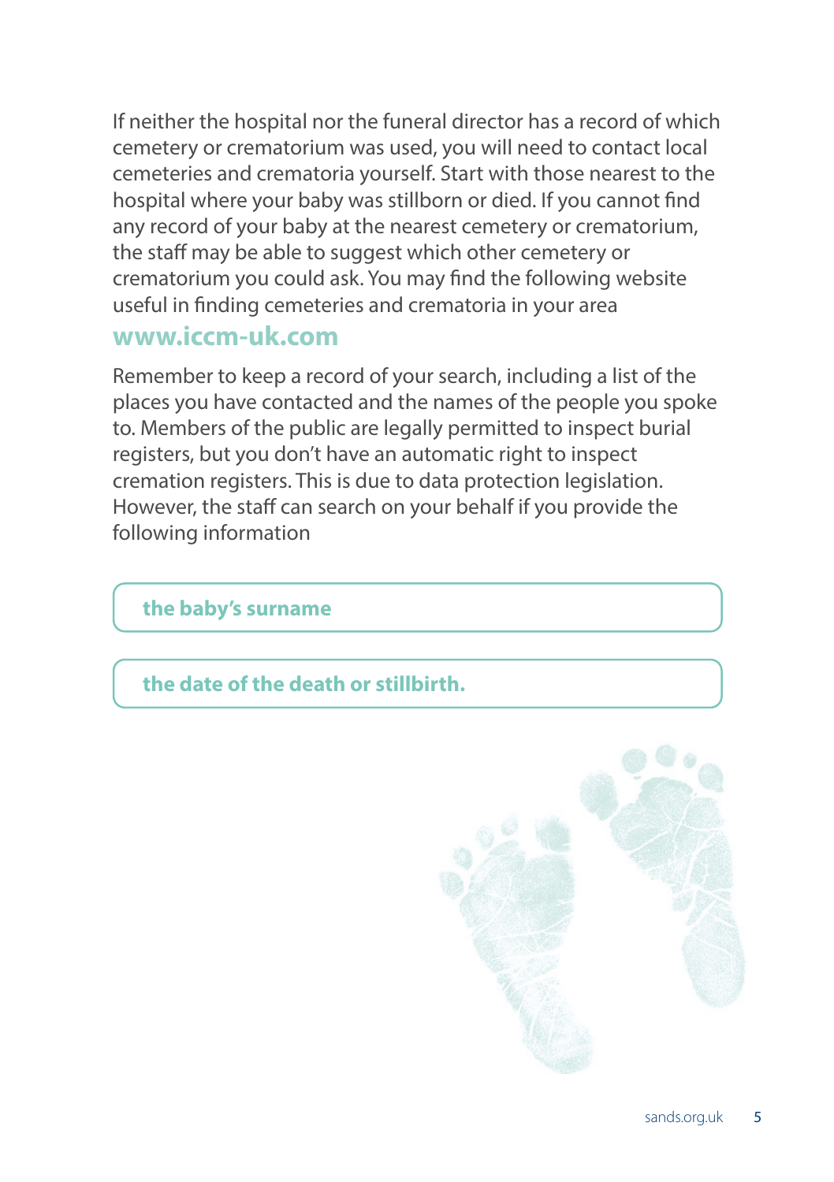If neither the hospital nor the funeral director has a record of which cemetery or crematorium was used, you will need to contact local cemeteries and crematoria yourself. Start with those nearest to the hospital where your baby was stillborn or died. If you cannot find any record of your baby at the nearest cemetery or crematorium, the staff may be able to suggest which other cemetery or crematorium you could ask. You may find the following website useful in finding cemeteries and crematoria in your area

**www.iccm-uk.com**

Remember to keep a record of your search, including a list of the places you have contacted and the names of the people you spoke to. Members of the public are legally permitted to inspect burial registers, but you don't have an automatic right to inspect cremation registers. This is due to data protection legislation. However, the staff can search on your behalf if you provide the following information

- **the baby's surname**
- **the date of the death or stillbirth.**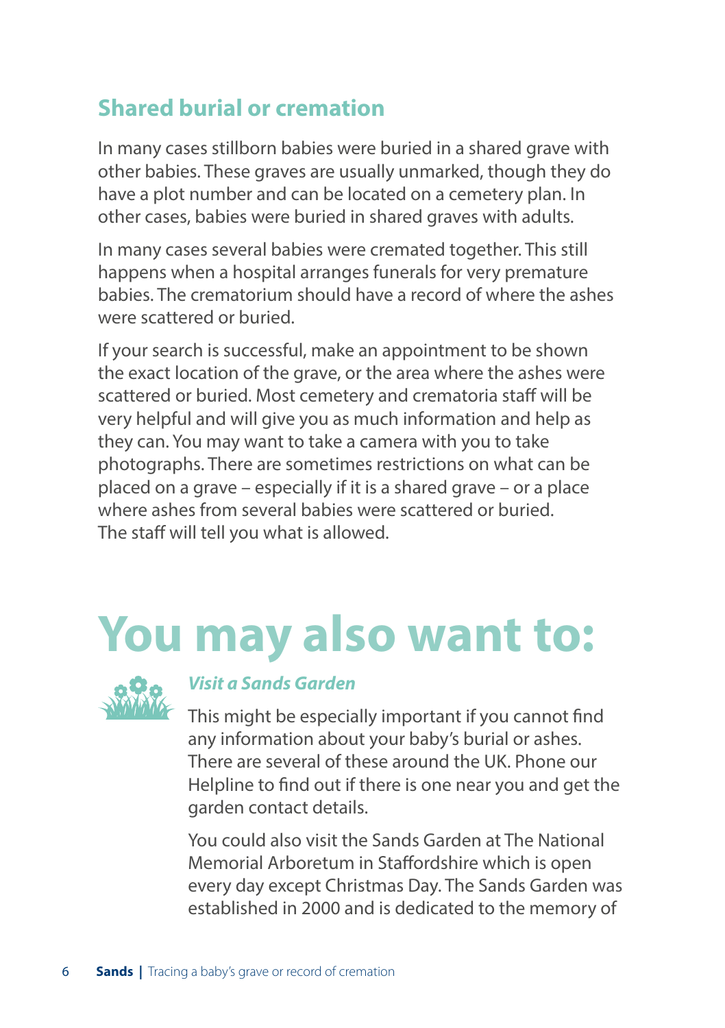## Shared burial or cremation

In many cases stillborn babies were buried in a shared grave with other babies. These graves are usually unmarked, though they do have a plot number and can be located on a cemetery plan. In other cases, babies were buried in shared graves with adults.

In many cases several babies were cremated together. This still happens when a hospital arranges funerals for very premature babies. The crematorium should have a record of where the ashes were scattered or buried.

If your search is successful, make an appointment to be shown the exact location of the grave, or the area where the ashes were scattered or buried. Most cemetery and crematoria staff will be very helpful and will give you as much information and help as they can. You may want to take a camera with you to take photographs. There are sometimes restrictions on what can be placed on a grave – especially if it is a shared grave – or a place where ashes from several babies were scattered or buried. The staff will tell you what is allowed.

# You may also want to:

### *Visit a Sands Garden*

This might be especially important if you cannot find any information about your baby's burial or ashes. There are several of these around the UK. Phone our Helpline to find out if there is one near you and get the garden contact details.

You could also visit the Sands Garden at The National Memorial Arboretum in Staffordshire which is open every day except Christmas Day. The Sands Garden was established in 2000 and is dedicated to the memory of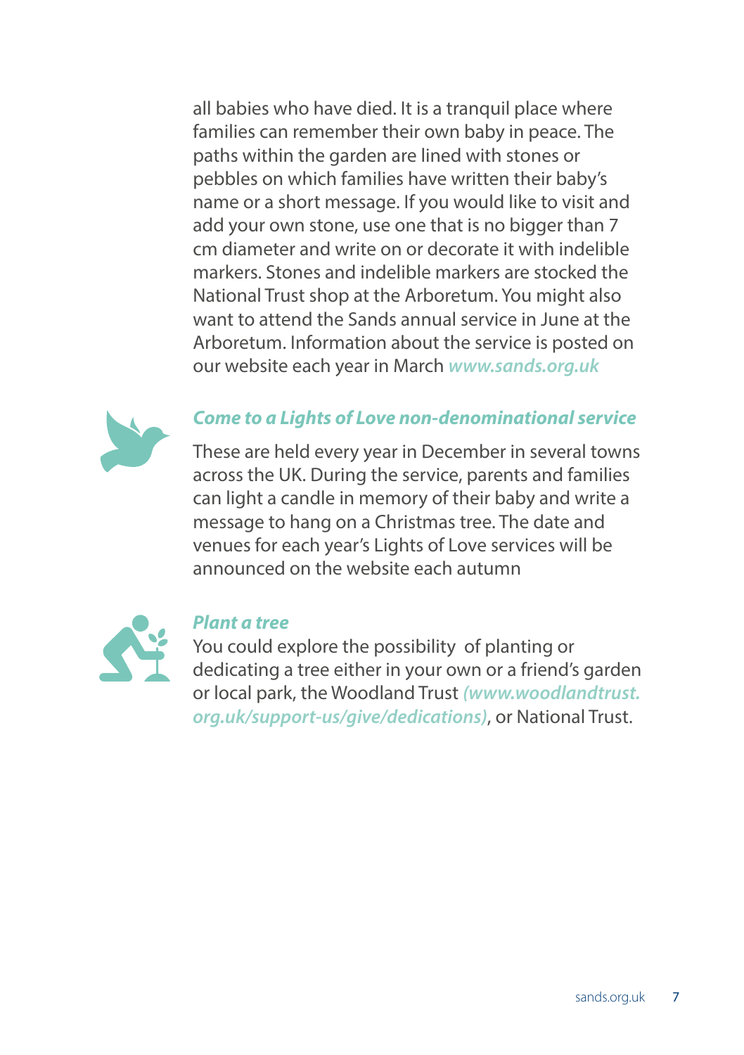all babies who have died. It is a tranquil place where families can remember their own baby in peace. The paths within the garden are lined with stones or pebbles on which families have written their baby's name or a short message. If you would like to visit and add your own stone, use one that is no bigger than 7 cm diameter and write on or decorate it with indelible markers. Stones and indelible markers are stocked the National Trust shop at the Arboretum. You might also want to attend the Sands annual service in June at the Arboretum. Information about the service is posted on our website each year in March ***www.sands.org.uk***

### *Come to a Lights of Love non-denominational service*

These are held every year in December in several towns across the UK. During the service, parents and families can light a candle in memory of their baby and write a message to hang on a Christmas tree. The date and venues for each year's Lights of Love services will be announced on the website each autumn

### *Plant a tree*

You could explore the possibility of planting or dedicating a tree either in your own or a friend's garden or local park, the Woodland Trust *(www.woodlandtrust.org.uk/support-us/give/dedications)*, or National Trust.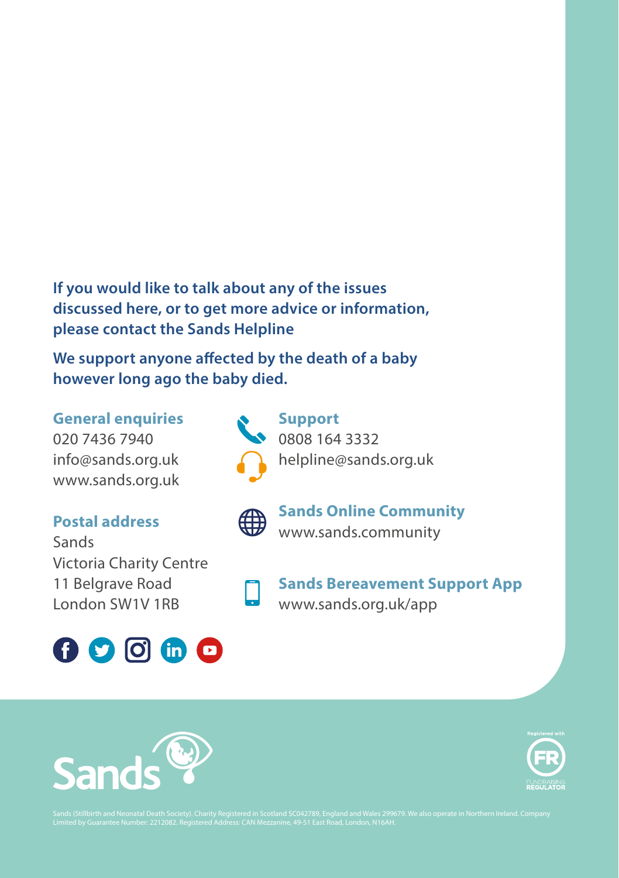**If you would like to talk about any of the issues discussed here, or to get more advice or information, please contact the Sands Helpline**

**We support anyone affected by the death of a baby however long ago the baby died.**

### General enquiries

020 7436 7940
info@sands.org.uk
www.sands.org.uk

### Postal address

Sands
Victoria Charity Centre
11 Belgrave Road
London SW1V 1RB

### Support

0808 164 3332
helpline@sands.org.uk

### Sands Online Community

www.sands.community

### Sands Bereavement Support App

www.sands.org.uk/app

Sands

Registered with FR FUNDRAISING REGULATOR

Sands (Stillbirth and Neonatal Death Society). Charity Registered in Scotland SC042789, England and Wales 299679. We also operate in Northern Ireland. Company Limited by Guarantee Number: 2212082. Registered Address: CAN Mezzanine, 49-51 East Road, London, N16AH.